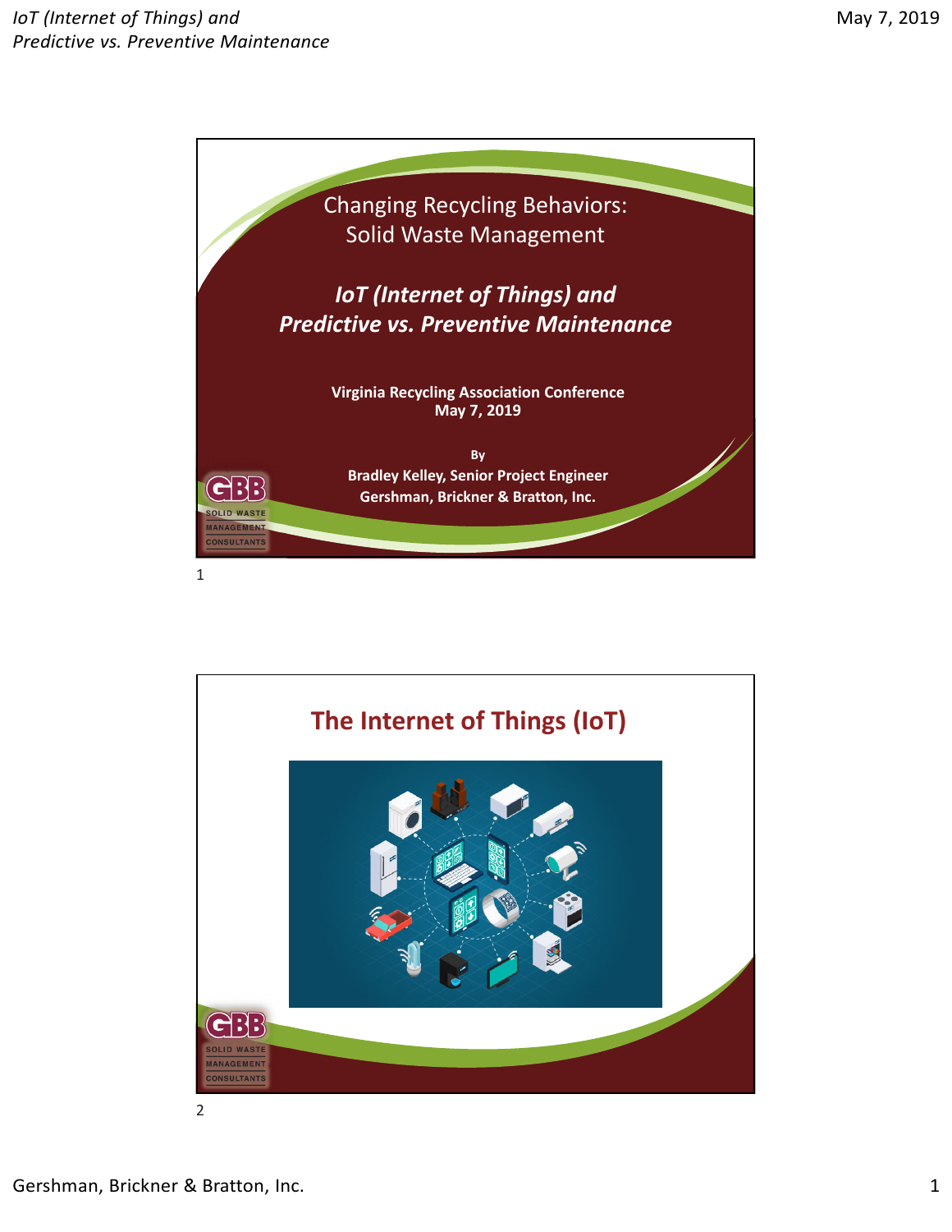# Changing Recycling Behaviors: Solid Waste Management

## *IoT (Internet of Things) and Predictive vs. Preventive Maintenance*

**Virginia Recycling Association Conference**
**May 7, 2019**

**By**
**Bradley Kelley, Senior Project Engineer**
**Gershman, Brickner & Bratton, Inc.**

GBB SOLID WASTE MANAGEMENT CONSULTANTS

# The Internet of Things (IoT)

GBB SOLID WASTE MANAGEMENT CONSULTANTS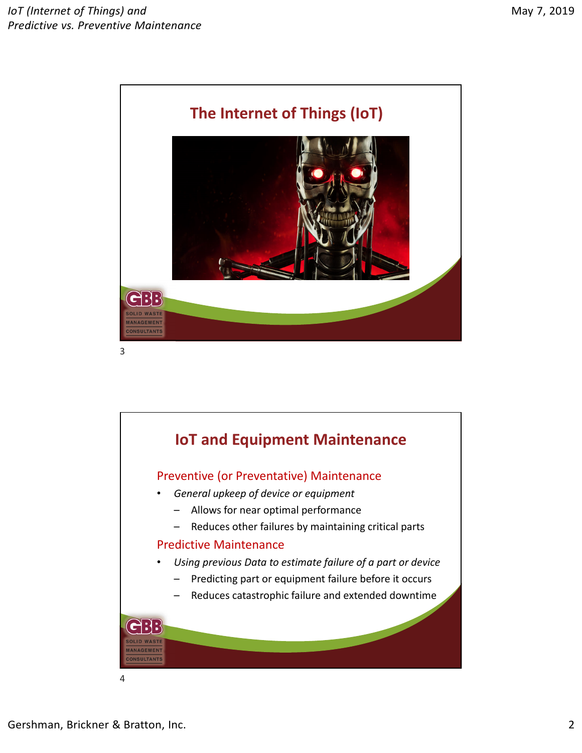## The Internet of Things (IoT)

## IoT and Equipment Maintenance

### Preventive (or Preventative) Maintenance

- *General upkeep of device or equipment*
  - Allows for near optimal performance
  - Reduces other failures by maintaining critical parts

### Predictive Maintenance

- *Using previous Data to estimate failure of a part or device*
  - Predicting part or equipment failure before it occurs
  - Reduces catastrophic failure and extended downtime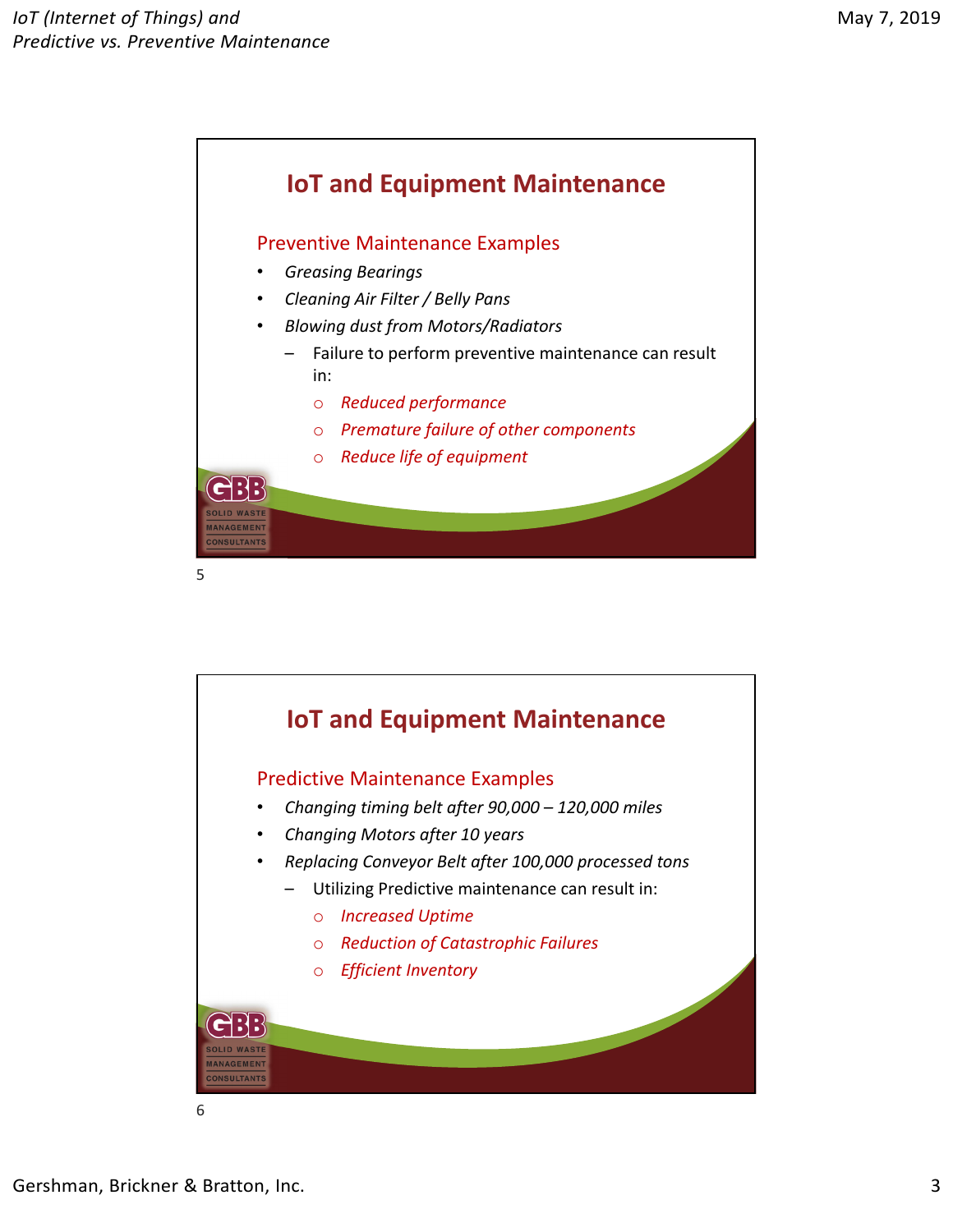## IoT and Equipment Maintenance

### Preventive Maintenance Examples

- *Greasing Bearings*
- *Cleaning Air Filter / Belly Pans*
- *Blowing dust from Motors/Radiators*
  - Failure to perform preventive maintenance can result in:
    - *Reduced performance*
    - *Premature failure of other components*
    - *Reduce life of equipment*

## IoT and Equipment Maintenance

### Predictive Maintenance Examples

- *Changing timing belt after 90,000 – 120,000 miles*
- *Changing Motors after 10 years*
- *Replacing Conveyor Belt after 100,000 processed tons*
  - Utilizing Predictive maintenance can result in:
    - *Increased Uptime*
    - *Reduction of Catastrophic Failures*
    - *Efficient Inventory*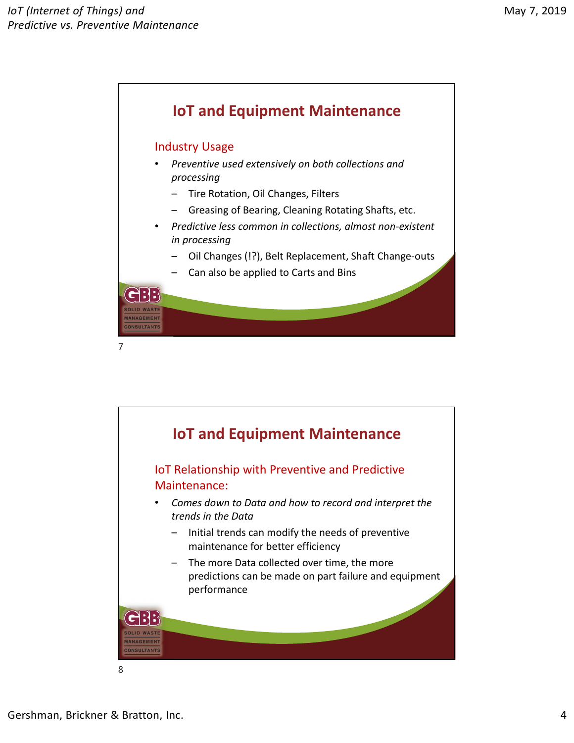## IoT and Equipment Maintenance

### Industry Usage

- *Preventive used extensively on both collections and processing*
  - Tire Rotation, Oil Changes, Filters
  - Greasing of Bearing, Cleaning Rotating Shafts, etc.
- *Predictive less common in collections, almost non-existent in processing*
  - Oil Changes (!?), Belt Replacement, Shaft Change-outs
  - Can also be applied to Carts and Bins

## IoT and Equipment Maintenance

### IoT Relationship with Preventive and Predictive Maintenance:

- *Comes down to Data and how to record and interpret the trends in the Data*
  - Initial trends can modify the needs of preventive maintenance for better efficiency
  - The more Data collected over time, the more predictions can be made on part failure and equipment performance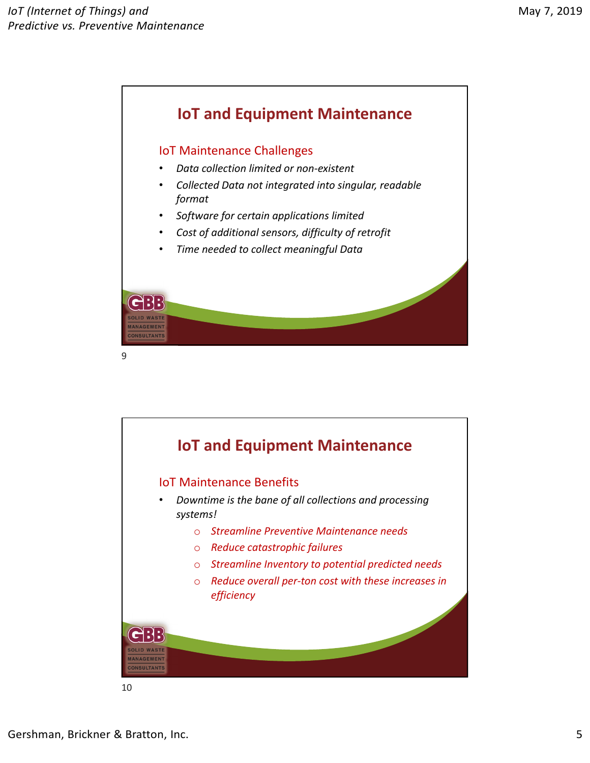## IoT and Equipment Maintenance

### IoT Maintenance Challenges

- *Data collection limited or non-existent*
- *Collected Data not integrated into singular, readable format*
- *Software for certain applications limited*
- *Cost of additional sensors, difficulty of retrofit*
- *Time needed to collect meaningful Data*

## IoT and Equipment Maintenance

### IoT Maintenance Benefits

- *Downtime is the bane of all collections and processing systems!*
  - *Streamline Preventive Maintenance needs*
  - *Reduce catastrophic failures*
  - *Streamline Inventory to potential predicted needs*
  - *Reduce overall per-ton cost with these increases in efficiency*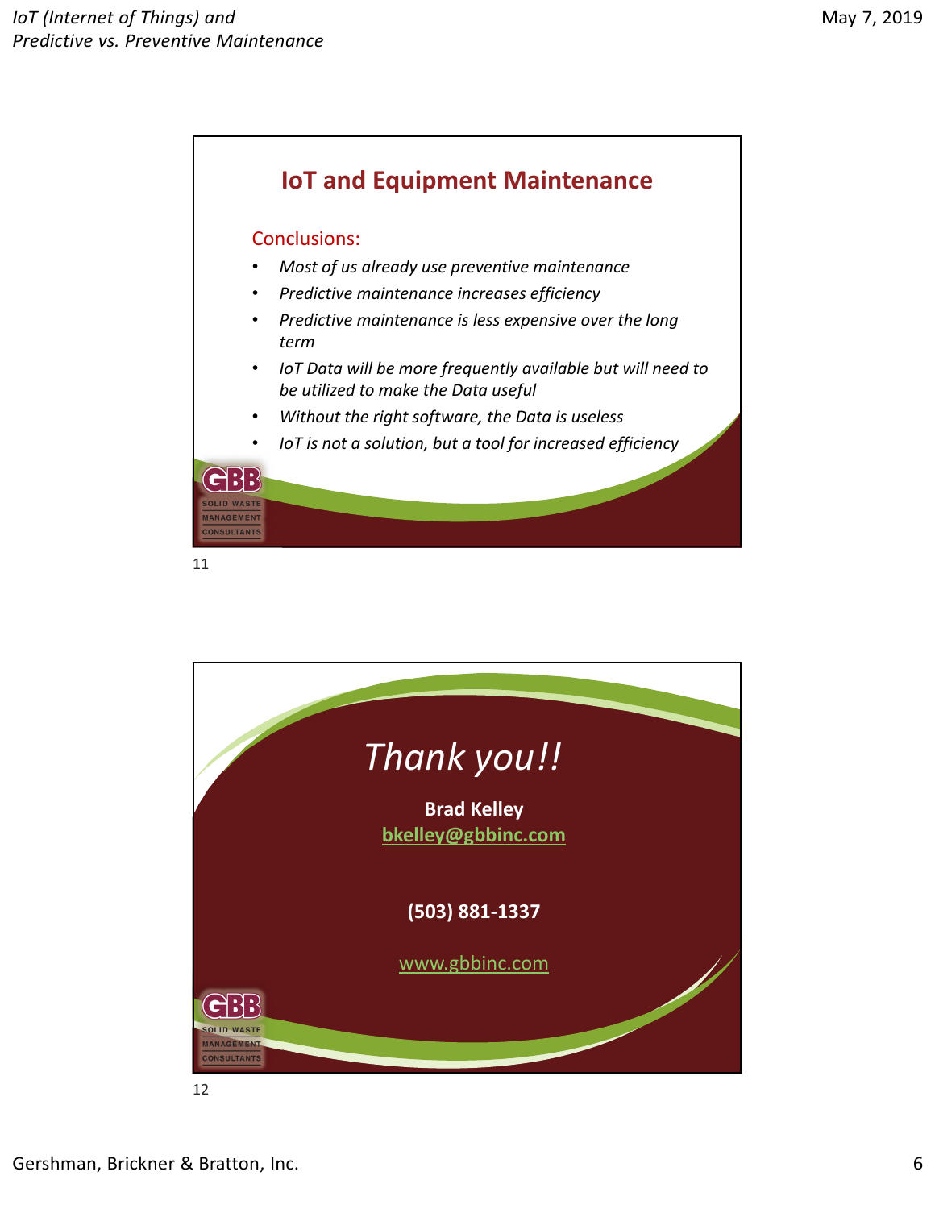## IoT and Equipment Maintenance

Conclusions:

- *Most of us already use preventive maintenance*
- *Predictive maintenance increases efficiency*
- *Predictive maintenance is less expensive over the long term*
- *IoT Data will be more frequently available but will need to be utilized to make the Data useful*
- *Without the right software, the Data is useless*
- *IoT is not a solution, but a tool for increased efficiency*

GBB SOLID WASTE MANAGEMENT CONSULTANTS

## *Thank you!!*

**Brad Kelley**

**bkelley@gbbinc.com**

**(503) 881-1337**

www.gbbinc.com

GBB SOLID WASTE MANAGEMENT CONSULTANTS